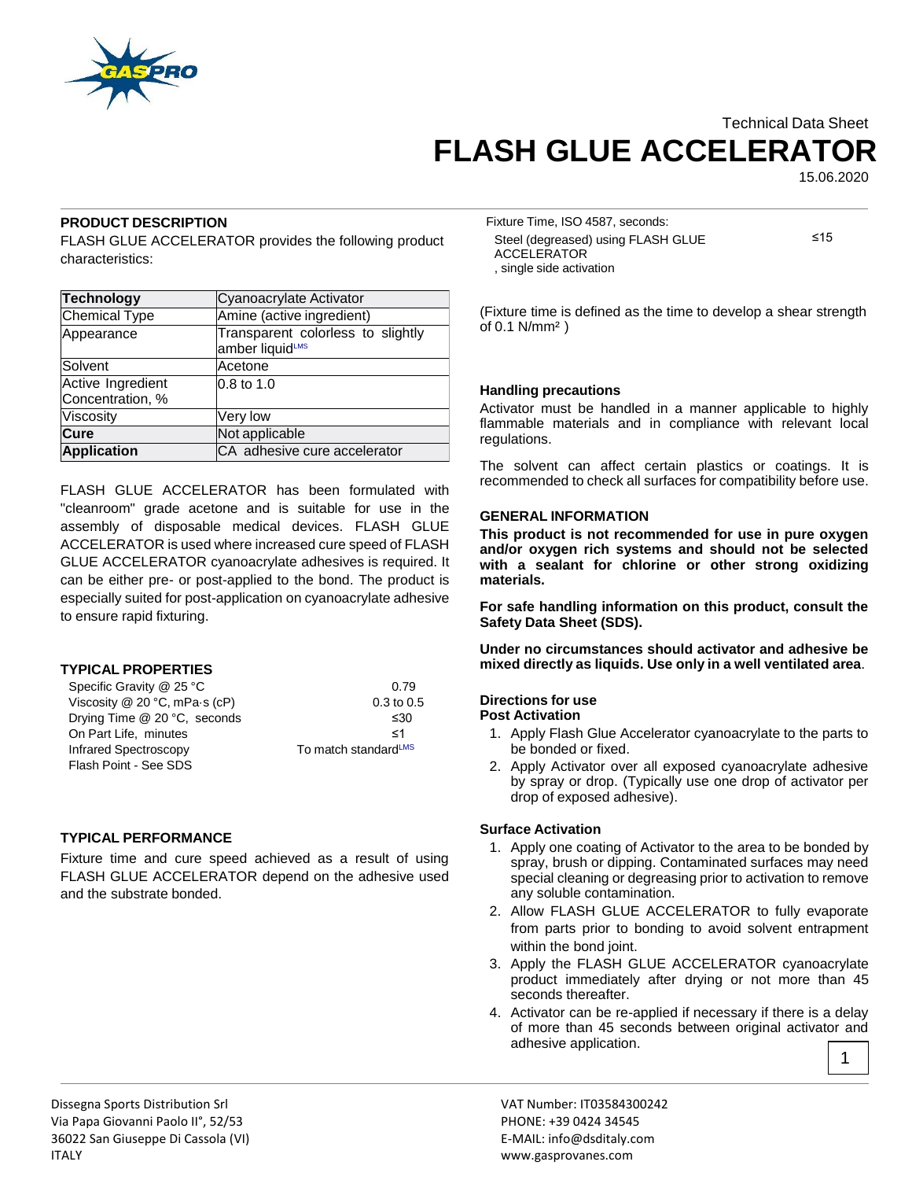Technical Data Sheet

# FLASH GLUE ACCELERATOR

15.06.2020

## PRODUCT DESCRIPTION

FLASH GLUE ACCELERATOR provides the following product characteristics:

| **Technology** | Cyanoacrylate Activator |
|---|---|
| Chemical Type | Amine (active ingredient) |
| Appearance | Transparent colorless to slightly amber liquid[LMS] |
| Solvent | Acetone |
| Active Ingredient Concentration, % | 0.8 to 1.0 |
| Viscosity | Very low |
| **Cure** | Not applicable |
| **Application** | CA adhesive cure accelerator |

FLASH GLUE ACCELERATOR has been formulated with "cleanroom" grade acetone and is suitable for use in the assembly of disposable medical devices. FLASH GLUE ACCELERATOR is used where increased cure speed of FLASH GLUE ACCELERATOR cyanoacrylate adhesives is required. It can be either pre- or post-applied to the bond. The product is especially suited for post-application on cyanoacrylate adhesive to ensure rapid fixturing.

## TYPICAL PROPERTIES

| | |
|---|---|
| Specific Gravity @ 25 °C | 0.79 |
| Viscosity @ 20 °C, mPa·s (cP) | 0.3 to 0.5 |
| Drying Time @ 20 °C, seconds | ≤30 |
| On Part Life, minutes | ≤1 |
| Infrared Spectroscopy | To match standard[LMS] |
| Flash Point - See SDS | |

## TYPICAL PERFORMANCE

Fixture time and cure speed achieved as a result of using FLASH GLUE ACCELERATOR depend on the adhesive used and the substrate bonded.

Fixture Time, ISO 4587, seconds:

| | |
|---|---|
| Steel (degreased) using FLASH GLUE ACCELERATOR , single side activation | ≤15 |

(Fixture time is defined as the time to develop a shear strength of 0.1 N/mm² )

### Handling precautions

Activator must be handled in a manner applicable to highly flammable materials and in compliance with relevant local regulations.

The solvent can affect certain plastics or coatings. It is recommended to check all surfaces for compatibility before use.

## GENERAL INFORMATION

**This product is not recommended for use in pure oxygen and/or oxygen rich systems and should not be selected with a sealant for chlorine or other strong oxidizing materials.**

**For safe handling information on this product, consult the Safety Data Sheet (SDS).**

**Under no circumstances should activator and adhesive be mixed directly as liquids. Use only in a well ventilated area**.

### Directions for use

**Post Activation**

1. Apply Flash Glue Accelerator cyanoacrylate to the parts to be bonded or fixed.
2. Apply Activator over all exposed cyanoacrylate adhesive by spray or drop. (Typically use one drop of activator per drop of exposed adhesive).

### Surface Activation

1. Apply one coating of Activator to the area to be bonded by spray, brush or dipping. Contaminated surfaces may need special cleaning or degreasing prior to activation to remove any soluble contamination.
2. Allow FLASH GLUE ACCELERATOR to fully evaporate from parts prior to bonding to avoid solvent entrapment within the bond joint.
3. Apply the FLASH GLUE ACCELERATOR cyanoacrylate product immediately after drying or not more than 45 seconds thereafter.
4. Activator can be re-applied if necessary if there is a delay of more than 45 seconds between original activator and adhesive application.

Dissegna Sports Distribution Srl
Via Papa Giovanni Paolo II°, 52/53
36022 San Giuseppe Di Cassola (VI)
ITALY

VAT Number: IT03584300242
PHONE: +39 0424 34545
E-MAIL: info@dsditaly.com
www.gasprovanes.com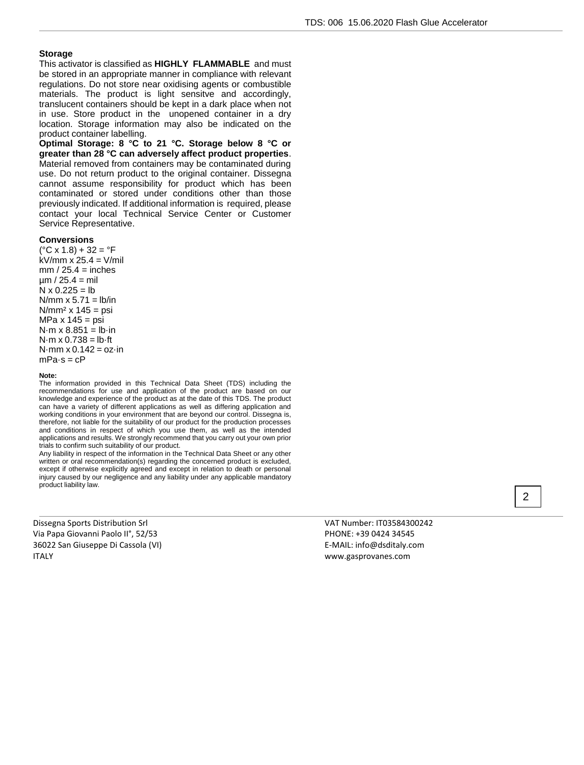## Storage

This activator is classified as **HIGHLY FLAMMABLE** and must be stored in an appropriate manner in compliance with relevant regulations. Do not store near oxidising agents or combustible materials. The product is light sensitve and accordingly, translucent containers should be kept in a dark place when not in use. Store product in the unopened container in a dry location. Storage information may also be indicated on the product container labelling.

**Optimal Storage: 8 °C to 21 °C. Storage below 8 °C or greater than 28 °C can adversely affect product properties**. Material removed from containers may be contaminated during use. Do not return product to the original container. Dissegna cannot assume responsibility for product which has been contaminated or stored under conditions other than those previously indicated. If additional information is required, please contact your local Technical Service Center or Customer Service Representative.

## Conversions

(°C x 1.8) + 32 = °F
kV/mm x 25.4 = V/mil
mm / 25.4 = inches
µm / 25.4 = mil
N x 0.225 = lb
N/mm x 5.71 = lb/in
N/mm² x 145 = psi
MPa x 145 = psi
N·m x 8.851 = lb·in
N·m x 0.738 = lb·ft
N·mm x 0.142 = oz·in
mPa·s = cP

**Note:**

The information provided in this Technical Data Sheet (TDS) including the recommendations for use and application of the product are based on our knowledge and experience of the product as at the date of this TDS. The product can have a variety of different applications as well as differing application and working conditions in your environment that are beyond our control. Dissegna is, therefore, not liable for the suitability of our product for the production processes and conditions in respect of which you use them, as well as the intended applications and results. We strongly recommend that you carry out your own prior trials to confirm such suitability of our product.

Any liability in respect of the information in the Technical Data Sheet or any other written or oral recommendation(s) regarding the concerned product is excluded, except if otherwise explicitly agreed and except in relation to death or personal injury caused by our negligence and any liability under any applicable mandatory product liability law.

Dissegna Sports Distribution Srl
Via Papa Giovanni Paolo II°, 52/53
36022 San Giuseppe Di Cassola (VI)
ITALY

VAT Number: IT03584300242
PHONE: +39 0424 34545
E-MAIL: info@dsditaly.com
www.gasprovanes.com